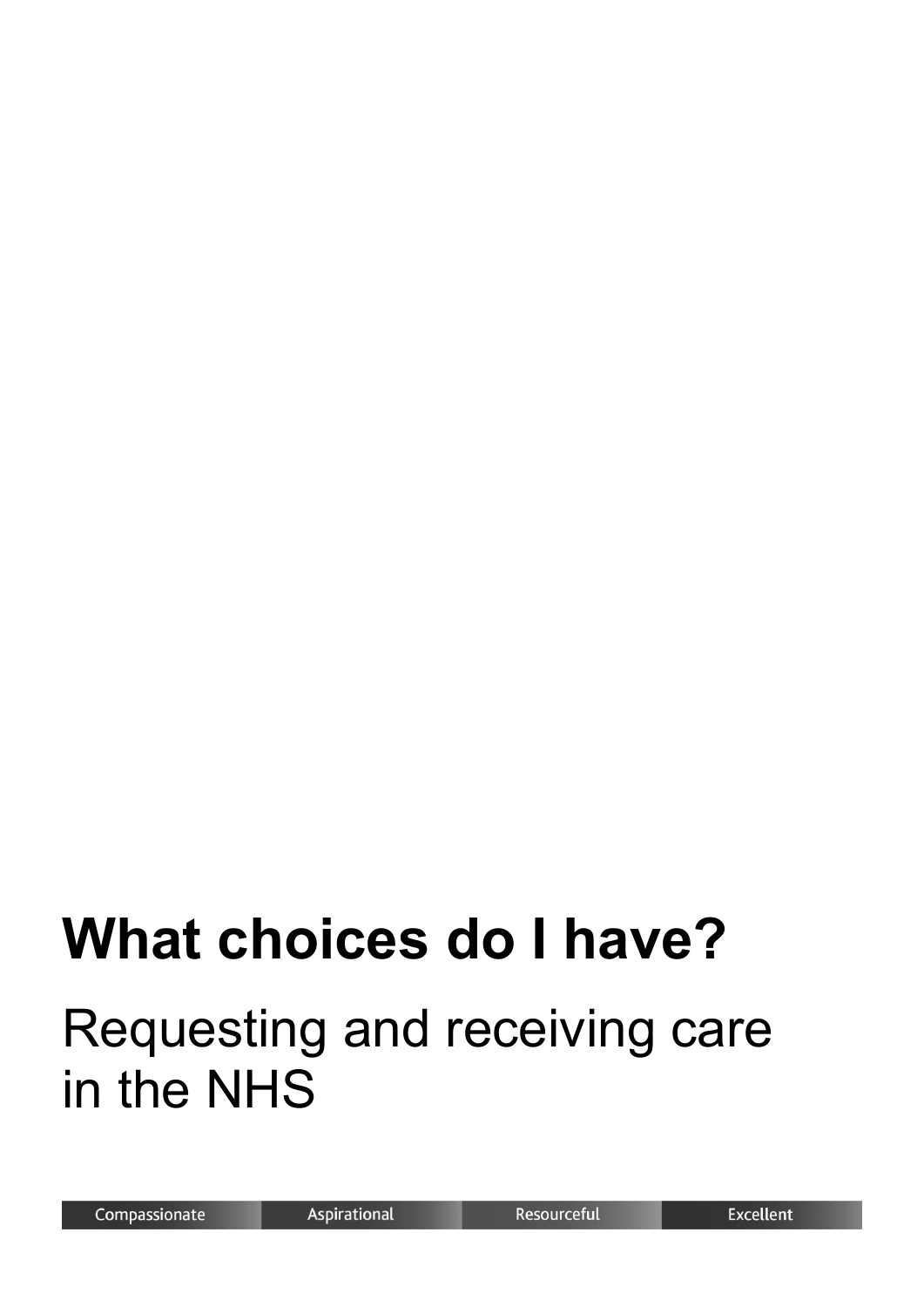# What choices do I have?

## Requesting and receiving care in the NHS

Compassionate | Aspirational | Resourceful | Excellent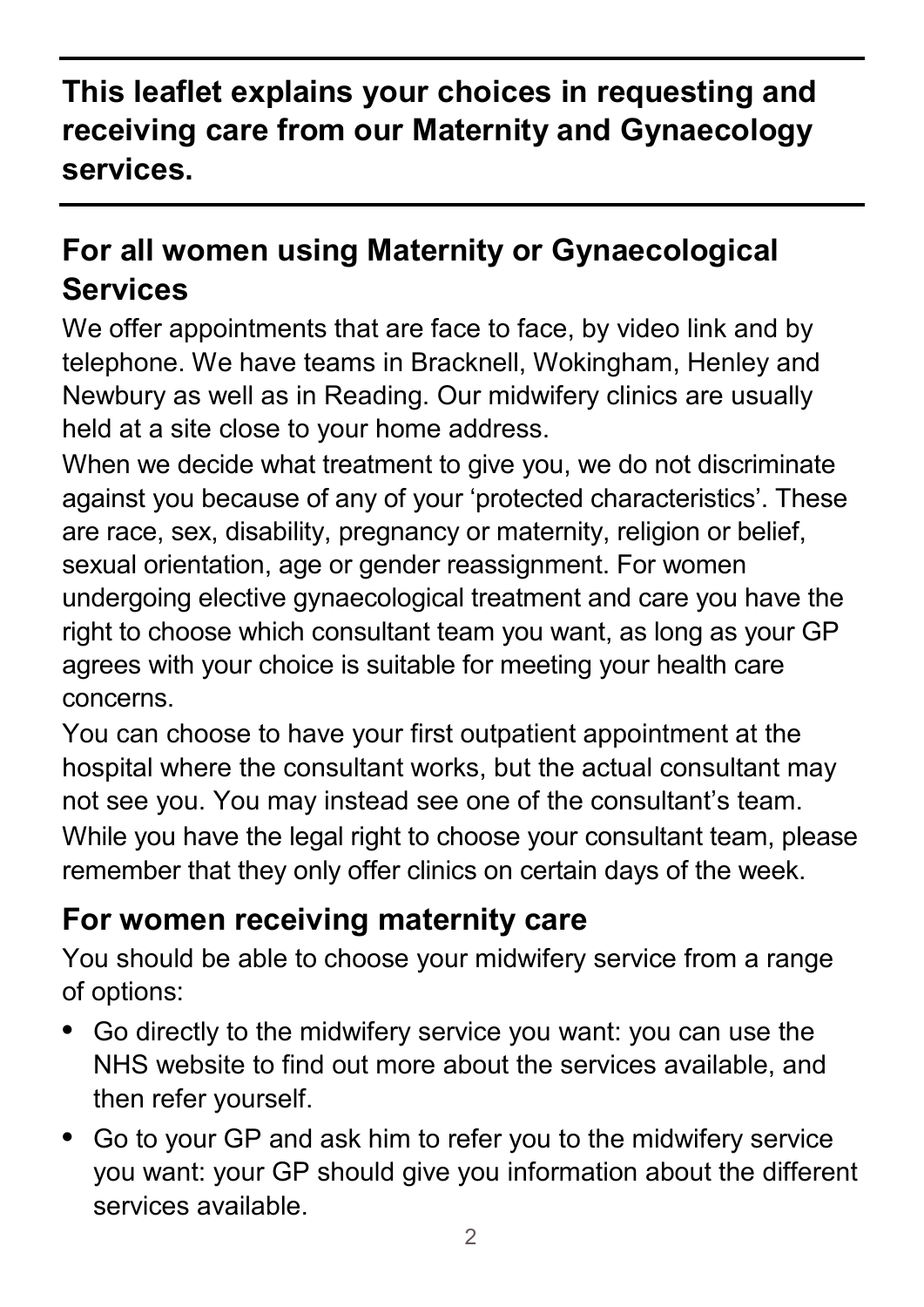**This leaflet explains your choices in requesting and receiving care from our Maternity and Gynaecology services.**

## For all women using Maternity or Gynaecological Services

We offer appointments that are face to face, by video link and by telephone. We have teams in Bracknell, Wokingham, Henley and Newbury as well as in Reading. Our midwifery clinics are usually held at a site close to your home address.

When we decide what treatment to give you, we do not discriminate against you because of any of your 'protected characteristics'. These are race, sex, disability, pregnancy or maternity, religion or belief, sexual orientation, age or gender reassignment. For women undergoing elective gynaecological treatment and care you have the right to choose which consultant team you want, as long as your GP agrees with your choice is suitable for meeting your health care concerns.

You can choose to have your first outpatient appointment at the hospital where the consultant works, but the actual consultant may not see you. You may instead see one of the consultant's team. While you have the legal right to choose your consultant team, please remember that they only offer clinics on certain days of the week.

## For women receiving maternity care

You should be able to choose your midwifery service from a range of options:

- Go directly to the midwifery service you want: you can use the NHS website to find out more about the services available, and then refer yourself.
- Go to your GP and ask him to refer you to the midwifery service you want: your GP should give you information about the different services available.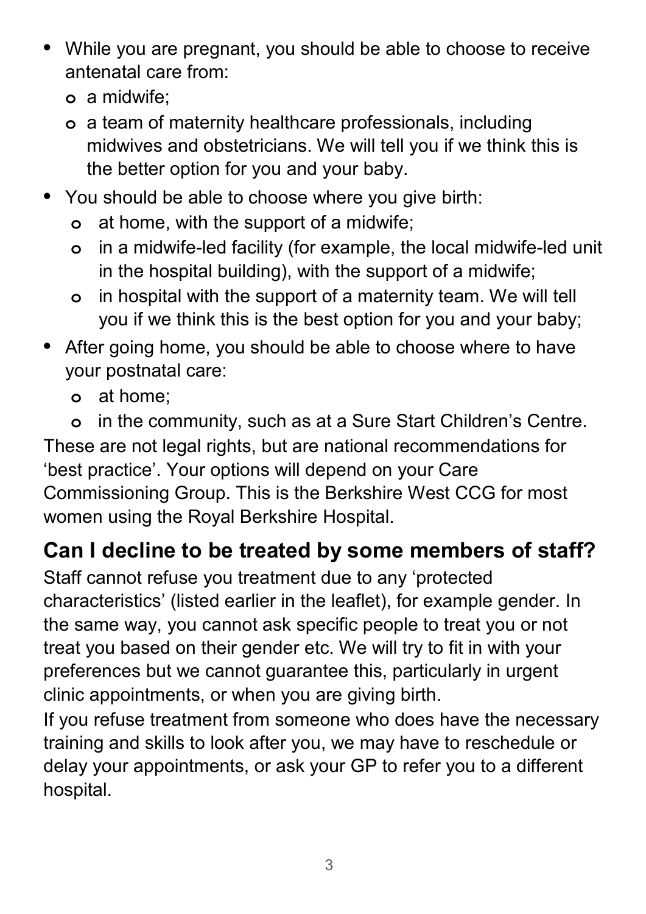- While you are pregnant, you should be able to choose to receive antenatal care from:
  - a midwife;
  - a team of maternity healthcare professionals, including midwives and obstetricians. We will tell you if we think this is the better option for you and your baby.
- You should be able to choose where you give birth:
  - at home, with the support of a midwife;
  - in a midwife-led facility (for example, the local midwife-led unit in the hospital building), with the support of a midwife;
  - in hospital with the support of a maternity team. We will tell you if we think this is the best option for you and your baby;
- After going home, you should be able to choose where to have your postnatal care:
  - at home;
  - in the community, such as at a Sure Start Children's Centre.

These are not legal rights, but are national recommendations for 'best practice'. Your options will depend on your Care Commissioning Group. This is the Berkshire West CCG for most women using the Royal Berkshire Hospital.

## Can I decline to be treated by some members of staff?

Staff cannot refuse you treatment due to any 'protected characteristics' (listed earlier in the leaflet), for example gender. In the same way, you cannot ask specific people to treat you or not treat you based on their gender etc. We will try to fit in with your preferences but we cannot guarantee this, particularly in urgent clinic appointments, or when you are giving birth.

If you refuse treatment from someone who does have the necessary training and skills to look after you, we may have to reschedule or delay your appointments, or ask your GP to refer you to a different hospital.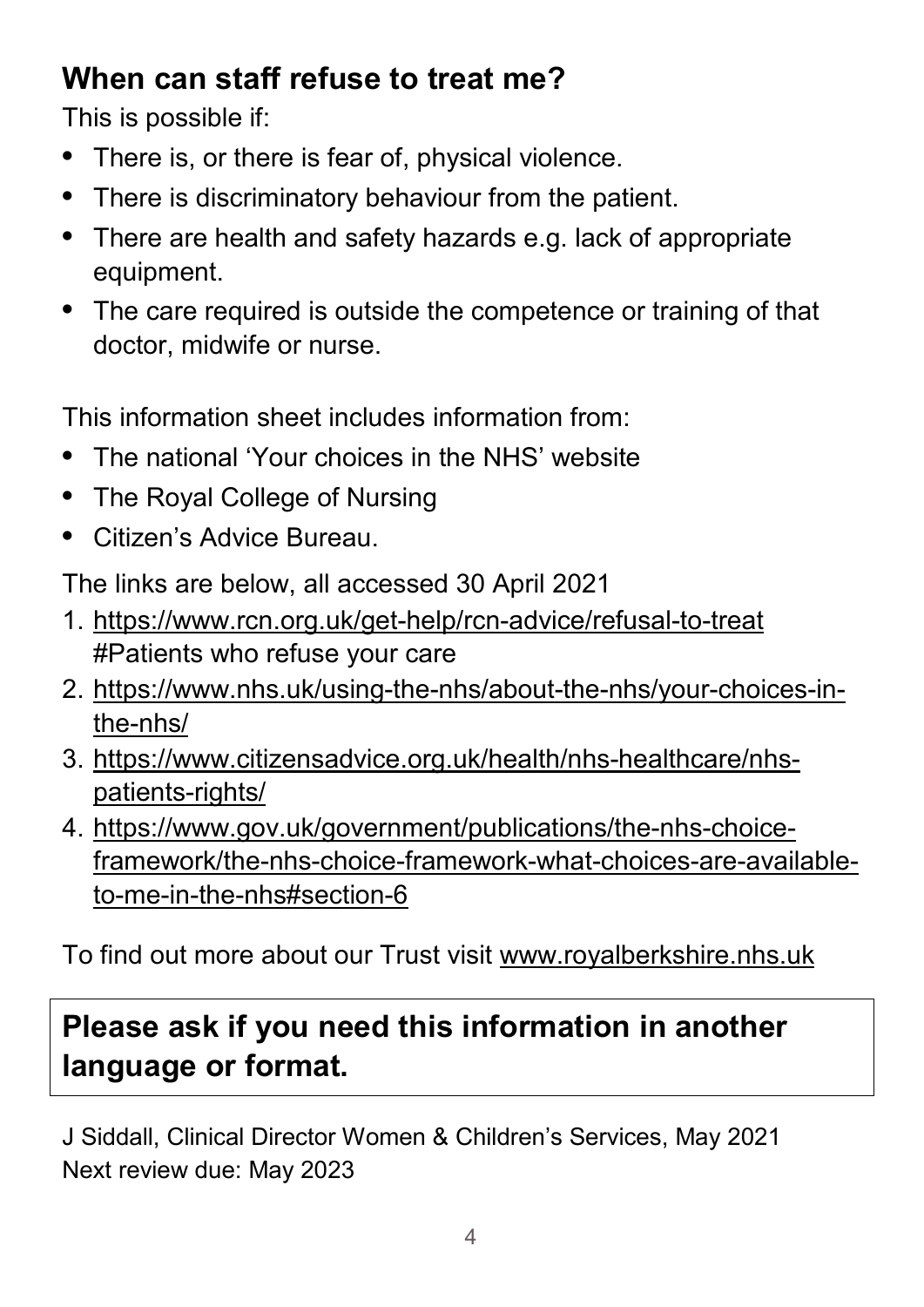## When can staff refuse to treat me?

This is possible if:

- There is, or there is fear of, physical violence.
- There is discriminatory behaviour from the patient.
- There are health and safety hazards e.g. lack of appropriate equipment.
- The care required is outside the competence or training of that doctor, midwife or nurse.

This information sheet includes information from:

- The national 'Your choices in the NHS' website
- The Royal College of Nursing
- Citizen's Advice Bureau.

The links are below, all accessed 30 April 2021

1. https://www.rcn.org.uk/get-help/rcn-advice/refusal-to-treat #Patients who refuse your care
2. https://www.nhs.uk/using-the-nhs/about-the-nhs/your-choices-in-the-nhs/
3. https://www.citizensadvice.org.uk/health/nhs-healthcare/nhs-patients-rights/
4. https://www.gov.uk/government/publications/the-nhs-choice-framework/the-nhs-choice-framework-what-choices-are-available-to-me-in-the-nhs#section-6

To find out more about our Trust visit www.royalberkshire.nhs.uk

**Please ask if you need this information in another language or format.**

J Siddall, Clinical Director Women & Children's Services, May 2021
Next review due: May 2023